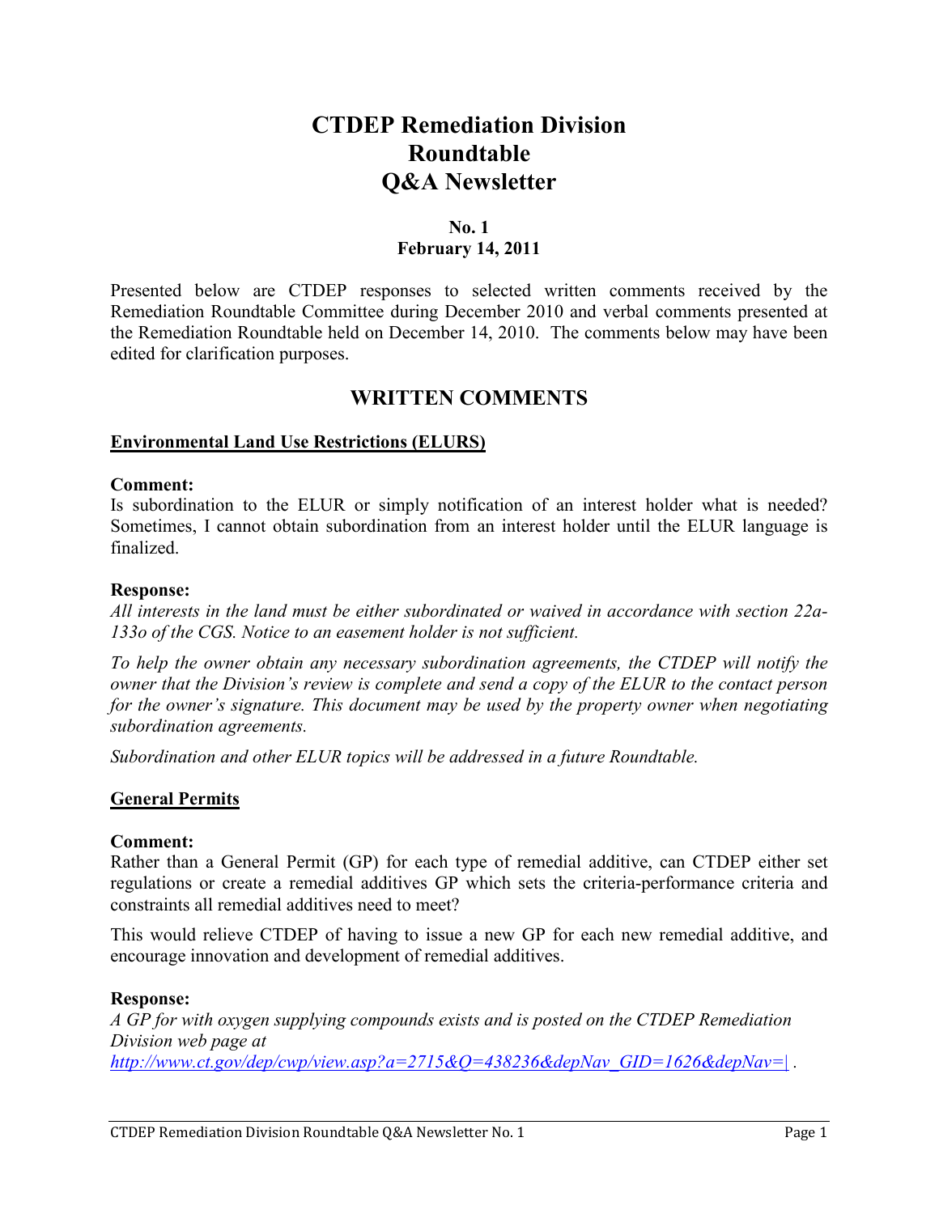# CTDEP Remediation Division Roundtable Q&A Newsletter

**No. 1**
**February 14, 2011**

Presented below are CTDEP responses to selected written comments received by the Remediation Roundtable Committee during December 2010 and verbal comments presented at the Remediation Roundtable held on December 14, 2010. The comments below may have been edited for clarification purposes.

## WRITTEN COMMENTS

### Environmental Land Use Restrictions (ELURS)

**Comment:**
Is subordination to the ELUR or simply notification of an interest holder what is needed? Sometimes, I cannot obtain subordination from an interest holder until the ELUR language is finalized.

**Response:**
*All interests in the land must be either subordinated or waived in accordance with section 22a-133o of the CGS. Notice to an easement holder is not sufficient.*

*To help the owner obtain any necessary subordination agreements, the CTDEP will notify the owner that the Division's review is complete and send a copy of the ELUR to the contact person for the owner's signature. This document may be used by the property owner when negotiating subordination agreements.*

*Subordination and other ELUR topics will be addressed in a future Roundtable.*

### General Permits

**Comment:**
Rather than a General Permit (GP) for each type of remedial additive, can CTDEP either set regulations or create a remedial additives GP which sets the criteria-performance criteria and constraints all remedial additives need to meet?

This would relieve CTDEP of having to issue a new GP for each new remedial additive, and encourage innovation and development of remedial additives.

**Response:**
*A GP for with oxygen supplying compounds exists and is posted on the CTDEP Remediation Division web page at* *http://www.ct.gov/dep/cwp/view.asp?a=2715&Q=438236&depNav_GID=1626&depNav=|* .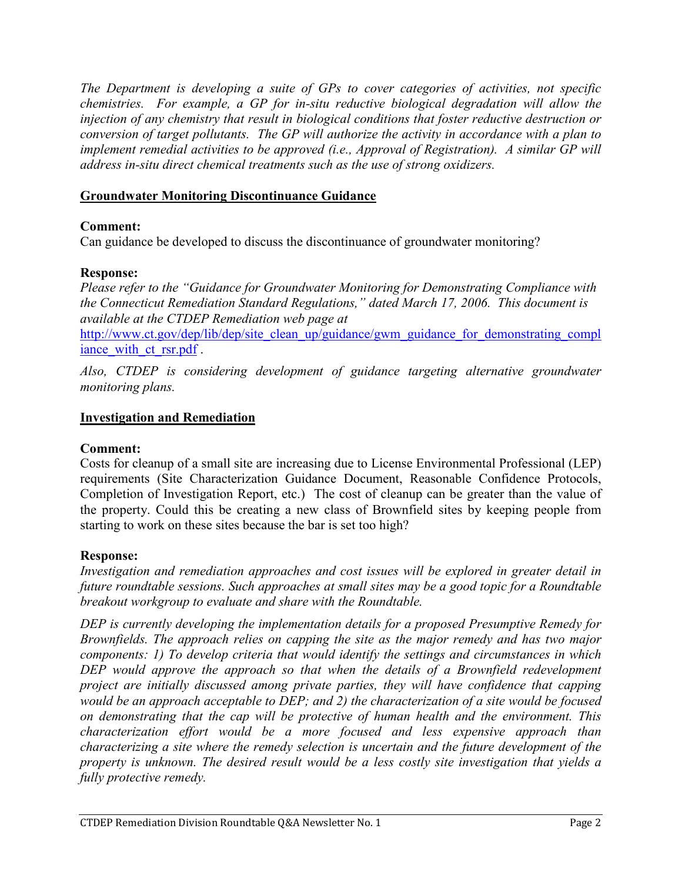*The Department is developing a suite of GPs to cover categories of activities, not specific chemistries. For example, a GP for in-situ reductive biological degradation will allow the injection of any chemistry that result in biological conditions that foster reductive destruction or conversion of target pollutants. The GP will authorize the activity in accordance with a plan to implement remedial activities to be approved (i.e., Approval of Registration). A similar GP will address in-situ direct chemical treatments such as the use of strong oxidizers.*

## Groundwater Monitoring Discontinuance Guidance

**Comment:**
Can guidance be developed to discuss the discontinuance of groundwater monitoring?

**Response:**
*Please refer to the "Guidance for Groundwater Monitoring for Demonstrating Compliance with the Connecticut Remediation Standard Regulations," dated March 17, 2006. This document is available at the CTDEP Remediation web page at* http://www.ct.gov/dep/lib/dep/site_clean_up/guidance/gwm_guidance_for_demonstrating_compliance_with_ct_rsr.pdf .

*Also, CTDEP is considering development of guidance targeting alternative groundwater monitoring plans.*

## Investigation and Remediation

**Comment:**
Costs for cleanup of a small site are increasing due to License Environmental Professional (LEP) requirements (Site Characterization Guidance Document, Reasonable Confidence Protocols, Completion of Investigation Report, etc.) The cost of cleanup can be greater than the value of the property. Could this be creating a new class of Brownfield sites by keeping people from starting to work on these sites because the bar is set too high?

**Response:**
*Investigation and remediation approaches and cost issues will be explored in greater detail in future roundtable sessions. Such approaches at small sites may be a good topic for a Roundtable breakout workgroup to evaluate and share with the Roundtable.*

*DEP is currently developing the implementation details for a proposed Presumptive Remedy for Brownfields. The approach relies on capping the site as the major remedy and has two major components: 1) To develop criteria that would identify the settings and circumstances in which DEP would approve the approach so that when the details of a Brownfield redevelopment project are initially discussed among private parties, they will have confidence that capping would be an approach acceptable to DEP; and 2) the characterization of a site would be focused on demonstrating that the cap will be protective of human health and the environment. This characterization effort would be a more focused and less expensive approach than characterizing a site where the remedy selection is uncertain and the future development of the property is unknown. The desired result would be a less costly site investigation that yields a fully protective remedy.*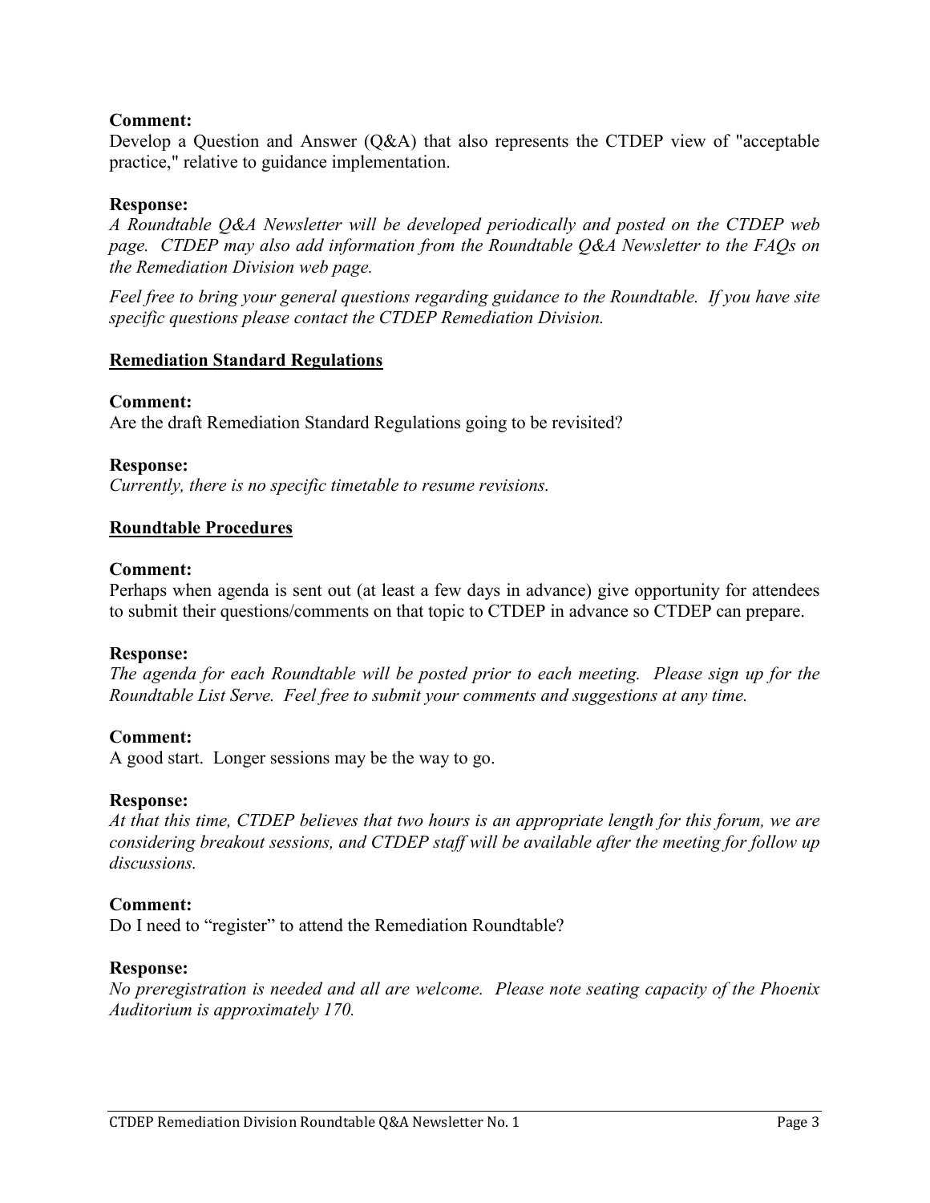**Comment:**
Develop a Question and Answer (Q&A) that also represents the CTDEP view of "acceptable practice," relative to guidance implementation.

**Response:**
*A Roundtable Q&A Newsletter will be developed periodically and posted on the CTDEP web page. CTDEP may also add information from the Roundtable Q&A Newsletter to the FAQs on the Remediation Division web page.*

*Feel free to bring your general questions regarding guidance to the Roundtable. If you have site specific questions please contact the CTDEP Remediation Division.*

## Remediation Standard Regulations

**Comment:**
Are the draft Remediation Standard Regulations going to be revisited?

**Response:**
*Currently, there is no specific timetable to resume revisions.*

## Roundtable Procedures

**Comment:**
Perhaps when agenda is sent out (at least a few days in advance) give opportunity for attendees to submit their questions/comments on that topic to CTDEP in advance so CTDEP can prepare.

**Response:**
*The agenda for each Roundtable will be posted prior to each meeting. Please sign up for the Roundtable List Serve. Feel free to submit your comments and suggestions at any time.*

**Comment:**
A good start. Longer sessions may be the way to go.

**Response:**
*At that this time, CTDEP believes that two hours is an appropriate length for this forum, we are considering breakout sessions, and CTDEP staff will be available after the meeting for follow up discussions.*

**Comment:**
Do I need to "register" to attend the Remediation Roundtable?

**Response:**
*No preregistration is needed and all are welcome. Please note seating capacity of the Phoenix Auditorium is approximately 170.*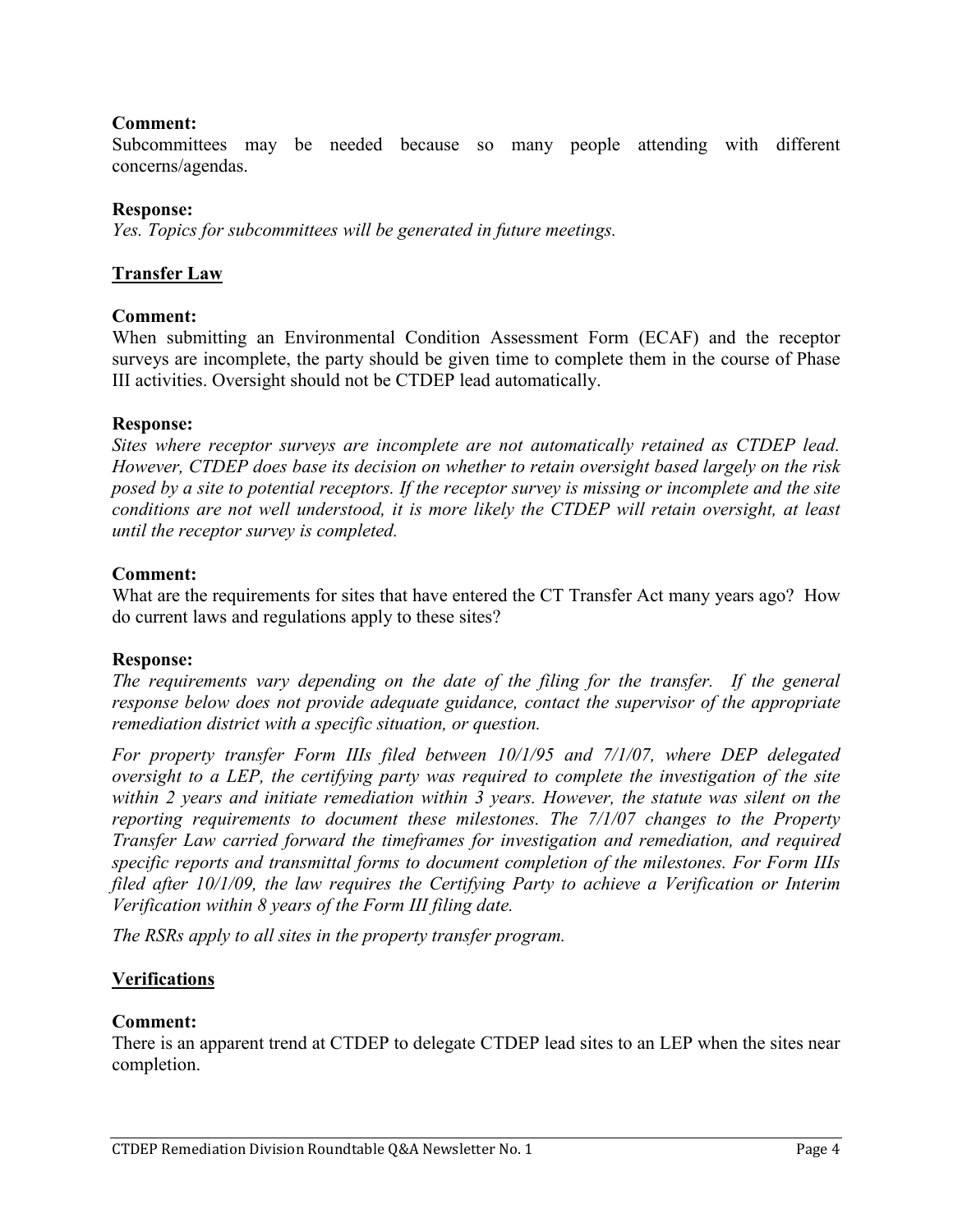**Comment:**

Subcommittees may be needed because so many people attending with different concerns/agendas.

**Response:**

*Yes. Topics for subcommittees will be generated in future meetings.*

## Transfer Law

**Comment:**

When submitting an Environmental Condition Assessment Form (ECAF) and the receptor surveys are incomplete, the party should be given time to complete them in the course of Phase III activities. Oversight should not be CTDEP lead automatically.

**Response:**

*Sites where receptor surveys are incomplete are not automatically retained as CTDEP lead. However, CTDEP does base its decision on whether to retain oversight based largely on the risk posed by a site to potential receptors. If the receptor survey is missing or incomplete and the site conditions are not well understood, it is more likely the CTDEP will retain oversight, at least until the receptor survey is completed.*

**Comment:**

What are the requirements for sites that have entered the CT Transfer Act many years ago? How do current laws and regulations apply to these sites?

**Response:**

*The requirements vary depending on the date of the filing for the transfer. If the general response below does not provide adequate guidance, contact the supervisor of the appropriate remediation district with a specific situation, or question.*

*For property transfer Form IIIs filed between 10/1/95 and 7/1/07, where DEP delegated oversight to a LEP, the certifying party was required to complete the investigation of the site within 2 years and initiate remediation within 3 years. However, the statute was silent on the reporting requirements to document these milestones. The 7/1/07 changes to the Property Transfer Law carried forward the timeframes for investigation and remediation, and required specific reports and transmittal forms to document completion of the milestones. For Form IIIs filed after 10/1/09, the law requires the Certifying Party to achieve a Verification or Interim Verification within 8 years of the Form III filing date.*

*The RSRs apply to all sites in the property transfer program.*

## Verifications

**Comment:**

There is an apparent trend at CTDEP to delegate CTDEP lead sites to an LEP when the sites near completion.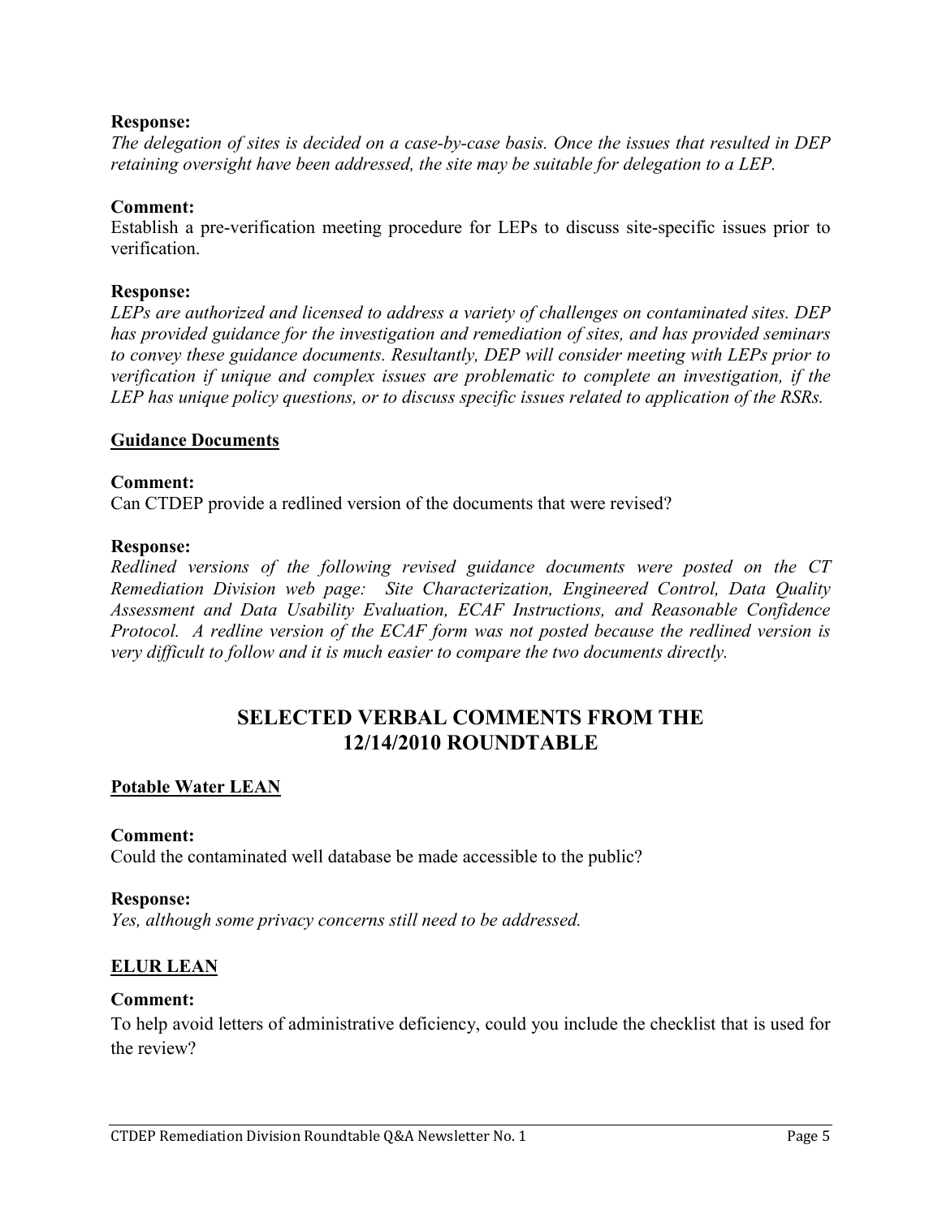**Response:**

*The delegation of sites is decided on a case-by-case basis. Once the issues that resulted in DEP retaining oversight have been addressed, the site may be suitable for delegation to a LEP.*

**Comment:**

Establish a pre-verification meeting procedure for LEPs to discuss site-specific issues prior to verification.

**Response:**

*LEPs are authorized and licensed to address a variety of challenges on contaminated sites. DEP has provided guidance for the investigation and remediation of sites, and has provided seminars to convey these guidance documents. Resultantly, DEP will consider meeting with LEPs prior to verification if unique and complex issues are problematic to complete an investigation, if the LEP has unique policy questions, or to discuss specific issues related to application of the RSRs.*

**Guidance Documents**

**Comment:**

Can CTDEP provide a redlined version of the documents that were revised?

**Response:**

*Redlined versions of the following revised guidance documents were posted on the CT Remediation Division web page: Site Characterization, Engineered Control, Data Quality Assessment and Data Usability Evaluation, ECAF Instructions, and Reasonable Confidence Protocol. A redline version of the ECAF form was not posted because the redlined version is very difficult to follow and it is much easier to compare the two documents directly.*

## SELECTED VERBAL COMMENTS FROM THE 12/14/2010 ROUNDTABLE

**Potable Water LEAN**

**Comment:**

Could the contaminated well database be made accessible to the public?

**Response:**

*Yes, although some privacy concerns still need to be addressed.*

**ELUR LEAN**

**Comment:**

To help avoid letters of administrative deficiency, could you include the checklist that is used for the review?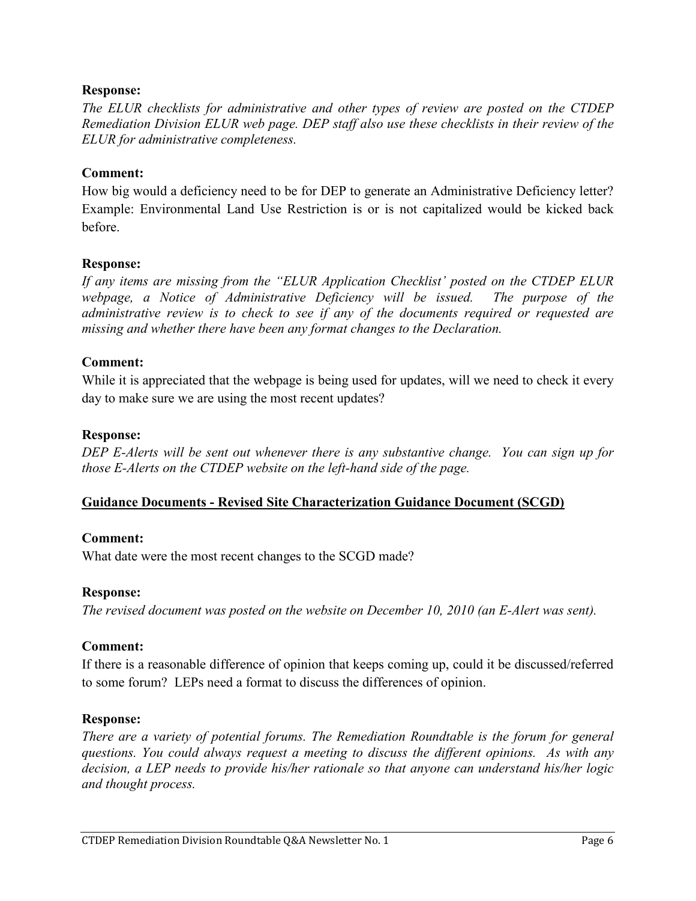**Response:**

*The ELUR checklists for administrative and other types of review are posted on the CTDEP Remediation Division ELUR web page. DEP staff also use these checklists in their review of the ELUR for administrative completeness.*

**Comment:**

How big would a deficiency need to be for DEP to generate an Administrative Deficiency letter? Example: Environmental Land Use Restriction is or is not capitalized would be kicked back before.

**Response:**

*If any items are missing from the "ELUR Application Checklist' posted on the CTDEP ELUR webpage, a Notice of Administrative Deficiency will be issued. The purpose of the administrative review is to check to see if any of the documents required or requested are missing and whether there have been any format changes to the Declaration.*

**Comment:**

While it is appreciated that the webpage is being used for updates, will we need to check it every day to make sure we are using the most recent updates?

**Response:**

*DEP E-Alerts will be sent out whenever there is any substantive change. You can sign up for those E-Alerts on the CTDEP website on the left-hand side of the page.*

## Guidance Documents - Revised Site Characterization Guidance Document (SCGD)

**Comment:**

What date were the most recent changes to the SCGD made?

**Response:**

*The revised document was posted on the website on December 10, 2010 (an E-Alert was sent).*

**Comment:**

If there is a reasonable difference of opinion that keeps coming up, could it be discussed/referred to some forum? LEPs need a format to discuss the differences of opinion.

**Response:**

*There are a variety of potential forums. The Remediation Roundtable is the forum for general questions. You could always request a meeting to discuss the different opinions. As with any decision, a LEP needs to provide his/her rationale so that anyone can understand his/her logic and thought process.*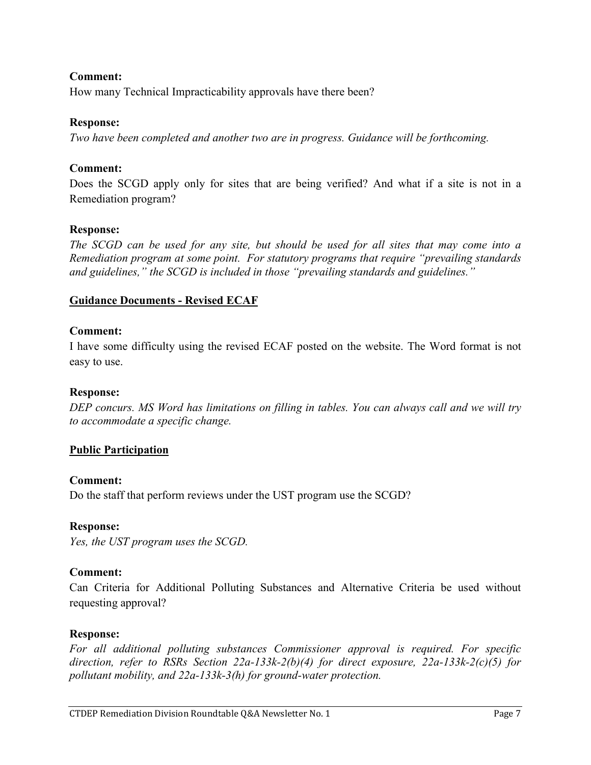**Comment:**
How many Technical Impracticability approvals have there been?

**Response:**
*Two have been completed and another two are in progress. Guidance will be forthcoming.*

**Comment:**
Does the SCGD apply only for sites that are being verified? And what if a site is not in a Remediation program?

**Response:**
*The SCGD can be used for any site, but should be used for all sites that may come into a Remediation program at some point. For statutory programs that require "prevailing standards and guidelines," the SCGD is included in those "prevailing standards and guidelines."*

**Guidance Documents - Revised ECAF**

**Comment:**
I have some difficulty using the revised ECAF posted on the website. The Word format is not easy to use.

**Response:**
*DEP concurs. MS Word has limitations on filling in tables. You can always call and we will try to accommodate a specific change.*

**Public Participation**

**Comment:**
Do the staff that perform reviews under the UST program use the SCGD?

**Response:**
*Yes, the UST program uses the SCGD.*

**Comment:**
Can Criteria for Additional Polluting Substances and Alternative Criteria be used without requesting approval?

**Response:**
*For all additional polluting substances Commissioner approval is required. For specific direction, refer to RSRs Section 22a-133k-2(b)(4) for direct exposure, 22a-133k-2(c)(5) for pollutant mobility, and 22a-133k-3(h) for ground-water protection.*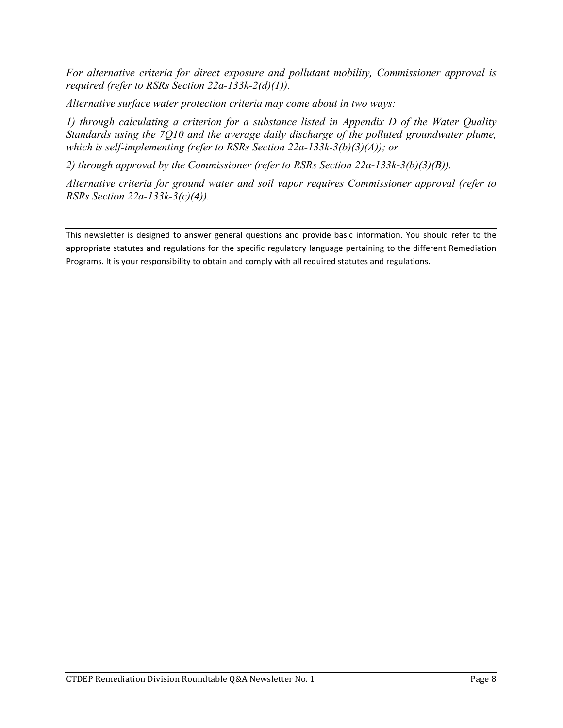*For alternative criteria for direct exposure and pollutant mobility, Commissioner approval is required (refer to RSRs Section 22a-133k-2(d)(1)).*

*Alternative surface water protection criteria may come about in two ways:*

*1) through calculating a criterion for a substance listed in Appendix D of the Water Quality Standards using the 7Q10 and the average daily discharge of the polluted groundwater plume, which is self-implementing (refer to RSRs Section 22a-133k-3(b)(3)(A)); or*

*2) through approval by the Commissioner (refer to RSRs Section 22a-133k-3(b)(3)(B)).*

*Alternative criteria for ground water and soil vapor requires Commissioner approval (refer to RSRs Section 22a-133k-3(c)(4)).*

---

This newsletter is designed to answer general questions and provide basic information. You should refer to the appropriate statutes and regulations for the specific regulatory language pertaining to the different Remediation Programs. It is your responsibility to obtain and comply with all required statutes and regulations.